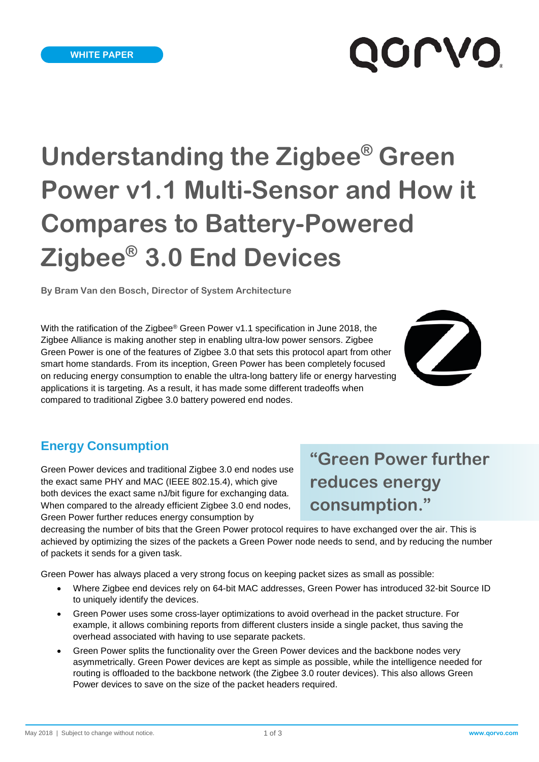WHITE PAPER

# Understanding the Zigbee® Green Power v1.1 Multi-Sensor and How it Compares to Battery-Powered Zigbee® 3.0 End Devices

**By Bram Van den Bosch, Director of System Architecture**

With the ratification of the Zigbee® Green Power v1.1 specification in June 2018, the Zigbee Alliance is making another step in enabling ultra-low power sensors. Zigbee Green Power is one of the features of Zigbee 3.0 that sets this protocol apart from other smart home standards. From its inception, Green Power has been completely focused on reducing energy consumption to enable the ultra-long battery life or energy harvesting applications it is targeting. As a result, it has made some different tradeoffs when compared to traditional Zigbee 3.0 battery powered end nodes.

## Energy Consumption

> "Green Power further reduces energy consumption."

Green Power devices and traditional Zigbee 3.0 end nodes use the exact same PHY and MAC (IEEE 802.15.4), which give both devices the exact same nJ/bit figure for exchanging data. When compared to the already efficient Zigbee 3.0 end nodes, Green Power further reduces energy consumption by decreasing the number of bits that the Green Power protocol requires to have exchanged over the air. This is achieved by optimizing the sizes of the packets a Green Power node needs to send, and by reducing the number of packets it sends for a given task.

Green Power has always placed a very strong focus on keeping packet sizes as small as possible:

- Where Zigbee end devices rely on 64-bit MAC addresses, Green Power has introduced 32-bit Source ID to uniquely identify the devices.
- Green Power uses some cross-layer optimizations to avoid overhead in the packet structure. For example, it allows combining reports from different clusters inside a single packet, thus saving the overhead associated with having to use separate packets.
- Green Power splits the functionality over the Green Power devices and the backbone nodes very asymmetrically. Green Power devices are kept as simple as possible, while the intelligence needed for routing is offloaded to the backbone network (the Zigbee 3.0 router devices). This also allows Green Power devices to save on the size of the packet headers required.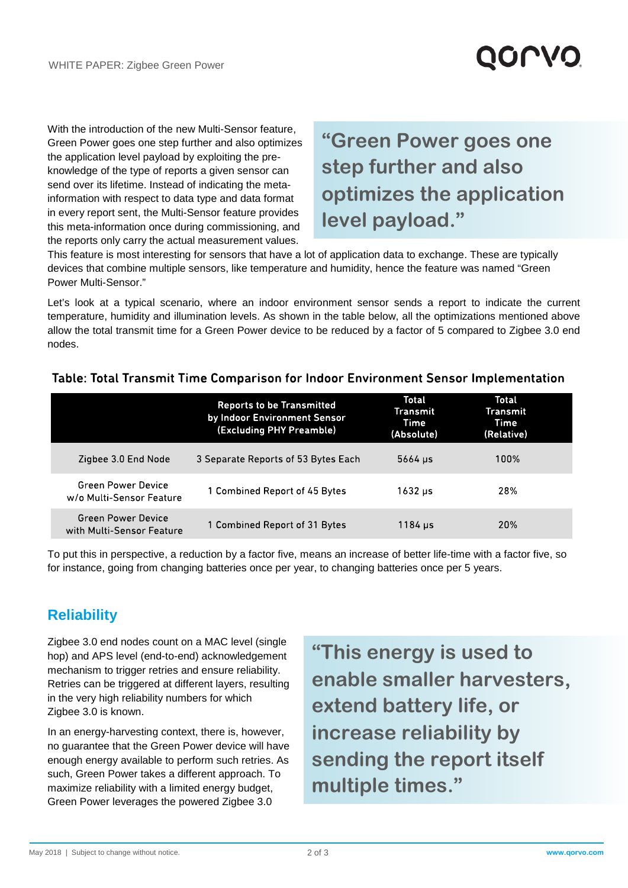With the introduction of the new Multi-Sensor feature, Green Power goes one step further and also optimizes the application level payload by exploiting the pre-knowledge of the type of reports a given sensor can send over its lifetime. Instead of indicating the meta-information with respect to data type and data format in every report sent, the Multi-Sensor feature provides this meta-information once during commissioning, and the reports only carry the actual measurement values.

> "Green Power goes one step further and also optimizes the application level payload."

This feature is most interesting for sensors that have a lot of application data to exchange. These are typically devices that combine multiple sensors, like temperature and humidity, hence the feature was named "Green Power Multi-Sensor."

Let's look at a typical scenario, where an indoor environment sensor sends a report to indicate the current temperature, humidity and illumination levels. As shown in the table below, all the optimizations mentioned above allow the total transmit time for a Green Power device to be reduced by a factor of 5 compared to Zigbee 3.0 end nodes.

**Table: Total Transmit Time Comparison for Indoor Environment Sensor Implementation**

| | Reports to be Transmitted by Indoor Environment Sensor (Excluding PHY Preamble) | Total Transmit Time (Absolute) | Total Transmit Time (Relative) |
|---|---|---|---|
| Zigbee 3.0 End Node | 3 Separate Reports of 53 Bytes Each | 5664 µs | 100% |
| Green Power Device w/o Multi-Sensor Feature | 1 Combined Report of 45 Bytes | 1632 µs | 28% |
| Green Power Device with Multi-Sensor Feature | 1 Combined Report of 31 Bytes | 1184 µs | 20% |

To put this in perspective, a reduction by a factor five, means an increase of better life-time with a factor five, so for instance, going from changing batteries once per year, to changing batteries once per 5 years.

## Reliability

Zigbee 3.0 end nodes count on a MAC level (single hop) and APS level (end-to-end) acknowledgement mechanism to trigger retries and ensure reliability. Retries can be triggered at different layers, resulting in the very high reliability numbers for which Zigbee 3.0 is known.

In an energy-harvesting context, there is, however, no guarantee that the Green Power device will have enough energy available to perform such retries. As such, Green Power takes a different approach. To maximize reliability with a limited energy budget, Green Power leverages the powered Zigbee 3.0

> "This energy is used to enable smaller harvesters, extend battery life, or increase reliability by sending the report itself multiple times."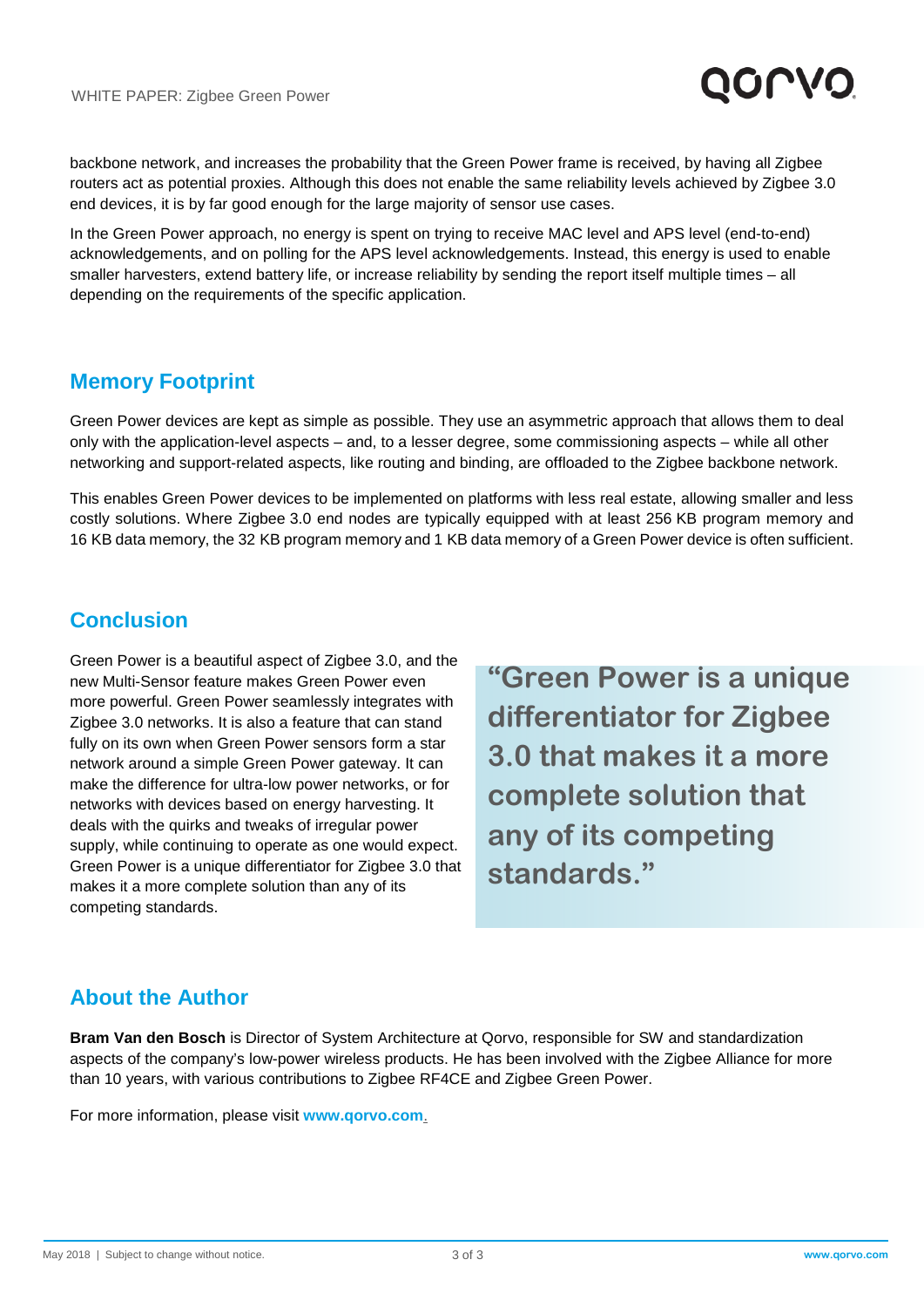backbone network, and increases the probability that the Green Power frame is received, by having all Zigbee routers act as potential proxies. Although this does not enable the same reliability levels achieved by Zigbee 3.0 end devices, it is by far good enough for the large majority of sensor use cases.

In the Green Power approach, no energy is spent on trying to receive MAC level and APS level (end-to-end) acknowledgements, and on polling for the APS level acknowledgements. Instead, this energy is used to enable smaller harvesters, extend battery life, or increase reliability by sending the report itself multiple times – all depending on the requirements of the specific application.

## Memory Footprint

Green Power devices are kept as simple as possible. They use an asymmetric approach that allows them to deal only with the application-level aspects – and, to a lesser degree, some commissioning aspects – while all other networking and support-related aspects, like routing and binding, are offloaded to the Zigbee backbone network.

This enables Green Power devices to be implemented on platforms with less real estate, allowing smaller and less costly solutions. Where Zigbee 3.0 end nodes are typically equipped with at least 256 KB program memory and 16 KB data memory, the 32 KB program memory and 1 KB data memory of a Green Power device is often sufficient.

## Conclusion

Green Power is a beautiful aspect of Zigbee 3.0, and the new Multi-Sensor feature makes Green Power even more powerful. Green Power seamlessly integrates with Zigbee 3.0 networks. It is also a feature that can stand fully on its own when Green Power sensors form a star network around a simple Green Power gateway. It can make the difference for ultra-low power networks, or for networks with devices based on energy harvesting. It deals with the quirks and tweaks of irregular power supply, while continuing to operate as one would expect. Green Power is a unique differentiator for Zigbee 3.0 that makes it a more complete solution than any of its competing standards.

> **"Green Power is a unique differentiator for Zigbee 3.0 that makes it a more complete solution that any of its competing standards."**

## About the Author

**Bram Van den Bosch** is Director of System Architecture at Qorvo, responsible for SW and standardization aspects of the company's low-power wireless products. He has been involved with the Zigbee Alliance for more than 10 years, with various contributions to Zigbee RF4CE and Zigbee Green Power.

For more information, please visit **www.qorvo.com**.